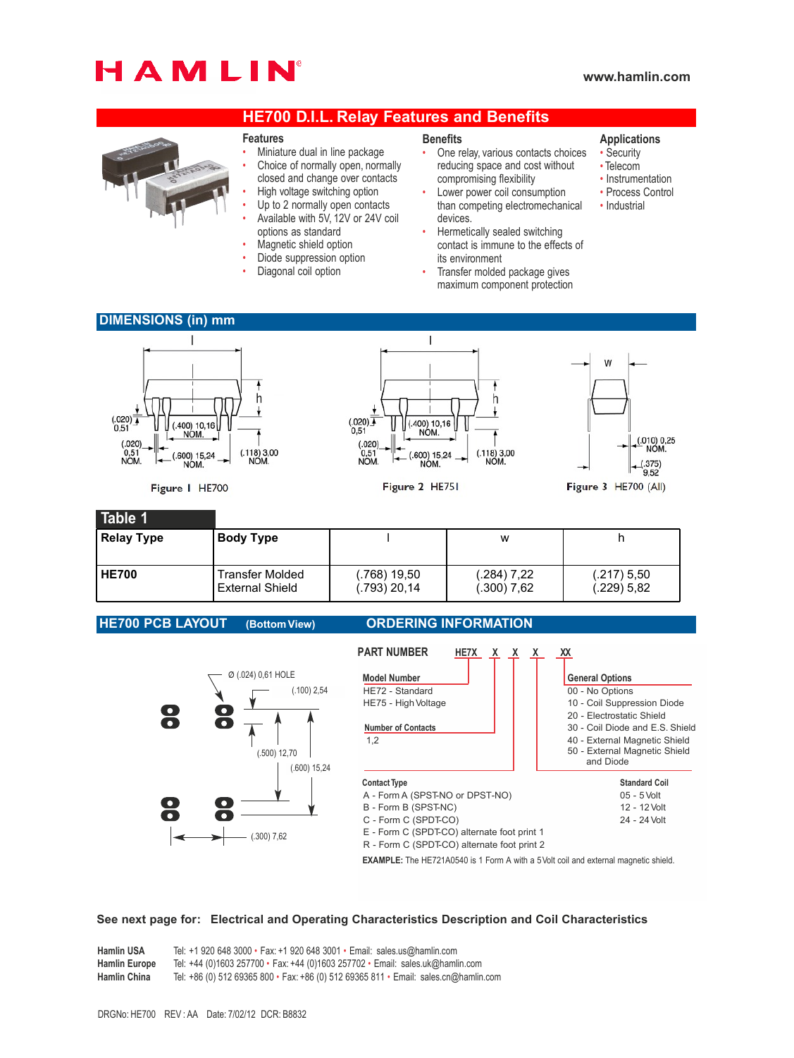# HAMLIN

www.hamlin.com

## HE700 D.I.L. Relay Features and Benefits

### Features

- Miniature dual in line package
- Choice of normally open, normally closed and change over contacts
- High voltage switching option
- Up to 2 normally open contacts
- Available with 5V, 12V or 24V coil options as standard
- Magnetic shield option
- Diode suppression option
- Diagonal coil option

### Benefits

- One relay, various contacts choices reducing space and cost without compromising flexibility
- Lower power coil consumption than competing electromechanical devices.
- Hermetically sealed switching contact is immune to the effects of its environment
- Transfer molded package gives maximum component protection

### Applications

- Security
- Telecom
- Instrumentation
- Process Control
- Industrial

## DIMENSIONS (in) mm

l, h, (.020) 0,51, (.400) 10,16 NOM., (.020) 0,51 NOM., (.600) 15,24 NOM., (.118) 3,00 NOM.

Figure 1 HE700

l, h, (.020) 0,51, (.400) 10,16 NOM., (.020) 0,51 NOM., (.600) 15,24 NOM., (.118) 3,00 NOM.

Figure 2 HE751

w, (.010) 0,25 NOM., (.375) 9,52

Figure 3 HE700 (All)

### Table 1

| Relay Type | Body Type | l | w | h |
|---|---|---|---|---|
| HE700 | Transfer Molded<br>External Shield | (.768) 19,50<br>(.793) 20,14 | (.284) 7,22<br>(.300) 7,62 | (.217) 5,50<br>(.229) 5,82 |

## HE700 PCB LAYOUT (Bottom View)

Ø (.024) 0,61 HOLE, (.100) 2,54, (.500) 12,70, (.600) 15,24, (.300) 7,62

## ORDERING INFORMATION

**PART NUMBER** HE7X X X X XX

**Model Number**
HE72 - Standard
HE75 - High Voltage

**Number of Contacts**
1,2

**General Options**
00 - No Options
10 - Coil Suppression Diode
20 - Electrostatic Shield
30 - Coil Diode and E.S. Shield
40 - External Magnetic Shield
50 - External Magnetic Shield and Diode

**Contact Type**
A - Form A (SPST-NO or DPST-NO)
B - Form B (SPST-NC)
C - Form C (SPDT-CO)
E - Form C (SPDT-CO) alternate foot print 1
R - Form C (SPDT-CO) alternate foot print 2

**Standard Coil**
05 - 5 Volt
12 - 12 Volt
24 - 24 Volt

**EXAMPLE:** The HE721A0540 is 1 Form A with a 5Volt coil and external magnetic shield.

**See next page for: Electrical and Operating Characteristics Description and Coil Characteristics**

**Hamlin USA** Tel: +1 920 648 3000 • Fax: +1 920 648 3001 • Email: sales.us@hamlin.com
**Hamlin Europe** Tel: +44 (0)1603 257700 • Fax: +44 (0)1603 257702 • Email: sales.uk@hamlin.com
**Hamlin China** Tel: +86 (0) 512 69365 800 • Fax: +86 (0) 512 69365 811 • Email: sales.cn@hamlin.com

DRGNo: HE700 REV : AA Date: 7/02/12 DCR: B8832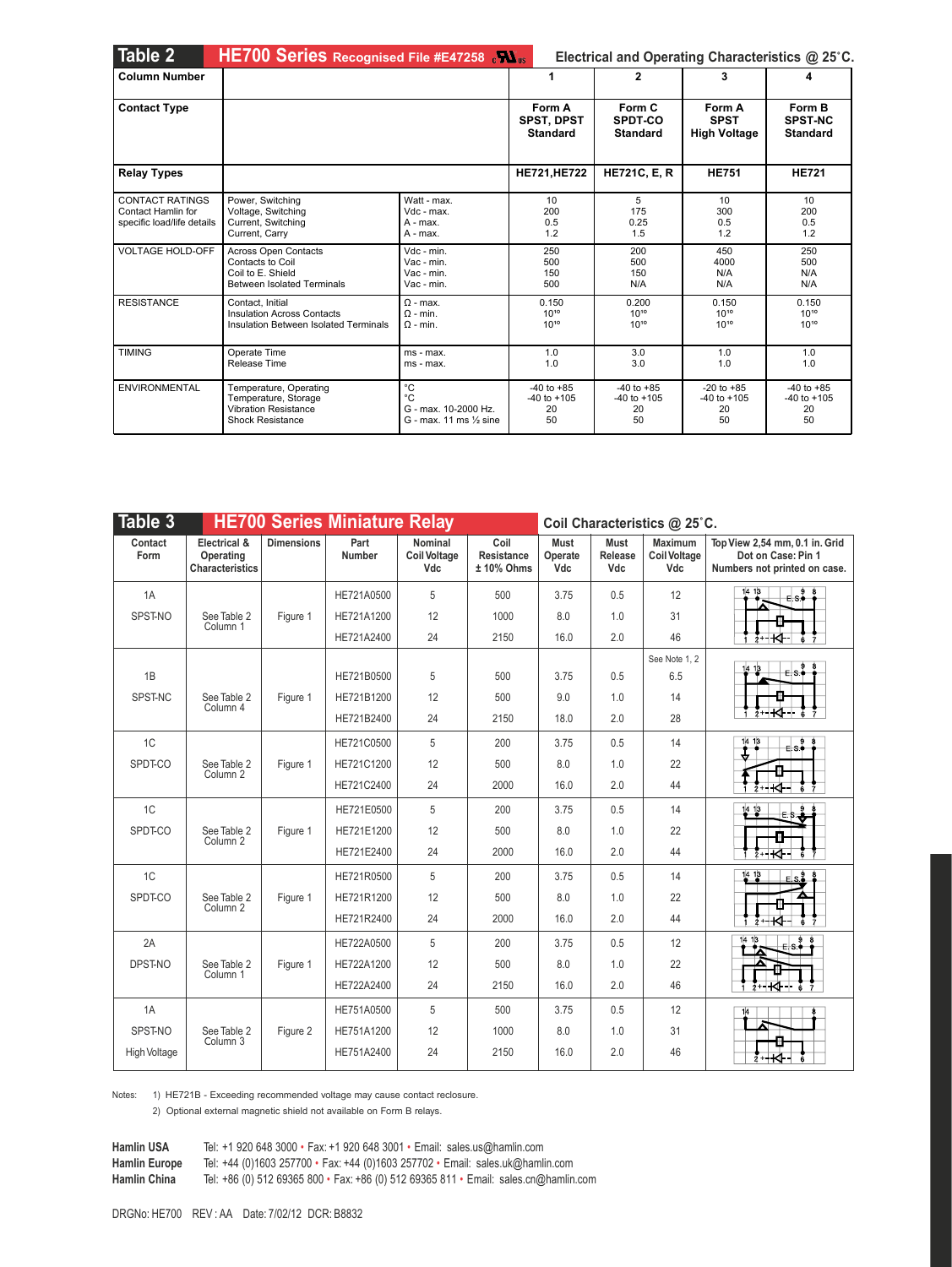## Table 2 HE700 Series Recognised File #E47258

Electrical and Operating Characteristics @ 25˚C.

| Column Number | | | 1 | 2 | 3 | 4 |
|---|---|---|---|---|---|---|
| Contact Type | | | Form A SPST, DPST Standard | Form C SPDT-CO Standard | Form A SPST High Voltage | Form B SPST-NC Standard |
| Relay Types | | | HE721,HE722 | HE721C, E, R | HE751 | HE721 |
| CONTACT RATINGS Contact Hamlin for specific load/life details | Power, Switching | Watt - max. | 10 | 5 | 10 | 10 |
| | Voltage, Switching | Vdc - max. | 200 | 175 | 300 | 200 |
| | Current, Switching | A - max. | 0.5 | 0.25 | 0.5 | 0.5 |
| | Current, Carry | A - max. | 1.2 | 1.5 | 1.2 | 1.2 |
| VOLTAGE HOLD-OFF | Across Open Contacts | Vdc - min. | 250 | 200 | 450 | 250 |
| | Contacts to Coil | Vac - min. | 500 | 500 | 4000 | 500 |
| | Coil to E. Shield | Vac - min. | 150 | 150 | N/A | N/A |
| | Between Isolated Terminals | Vac - min. | 500 | N/A | N/A | N/A |
| RESISTANCE | Contact, Initial | Ω - max. | 0.150 | 0.200 | 0.150 | 0.150 |
| | Insulation Across Contacts | Ω - min. | $10^{10}$ | $10^{10}$ | $10^{10}$ | $10^{10}$ |
| | Insulation Between Isolated Terminals | Ω - min. | $10^{10}$ | $10^{10}$ | $10^{10}$ | $10^{10}$ |
| TIMING | Operate Time | ms - max. | 1.0 | 3.0 | 1.0 | 1.0 |
| | Release Time | ms - max. | 1.0 | 3.0 | 1.0 | 1.0 |
| ENVIRONMENTAL | Temperature, Operating | °C | -40 to +85 | -40 to +85 | -20 to +85 | -40 to +85 |
| | Temperature, Storage | °C | -40 to +105 | -40 to +105 | -40 to +105 | -40 to +105 |
| | Vibration Resistance | G - max. 10-2000 Hz. | 20 | 20 | 20 | 20 |
| | Shock Resistance | G - max. 11 ms ½ sine | 50 | 50 | 50 | 50 |

## Table 3 HE700 Series Miniature Relay

Coil Characteristics @ 25˚C.

| Contact Form | Electrical & Operating Characteristics | Dimensions | Part Number | Nominal Coil Voltage Vdc | Coil Resistance ± 10% Ohms | Must Operate Vdc | Must Release Vdc | Maximum Coil Voltage Vdc | Top View 2,54 mm, 0.1 in. Grid Dot on Case: Pin 1 Numbers not printed on case. |
|---|---|---|---|---|---|---|---|---|---|
| 1A | | | HE721A0500 | 5 | 500 | 3.75 | 0.5 | 12 | |
| SPST-NO | See Table 2 Column 1 | Figure 1 | HE721A1200 | 12 | 1000 | 8.0 | 1.0 | 31 | |
| | | | HE721A2400 | 24 | 2150 | 16.0 | 2.0 | 46 | |
| | | | | | | | | See Note 1, 2 | |
| 1B | | | HE721B0500 | 5 | 500 | 3.75 | 0.5 | 6.5 | |
| SPST-NC | See Table 2 Column 4 | Figure 1 | HE721B1200 | 12 | 500 | 9.0 | 1.0 | 14 | |
| | | | HE721B2400 | 24 | 2150 | 18.0 | 2.0 | 28 | |
| 1C | | | HE721C0500 | 5 | 200 | 3.75 | 0.5 | 14 | |
| SPDT-CO | See Table 2 Column 2 | Figure 1 | HE721C1200 | 12 | 500 | 8.0 | 1.0 | 22 | |
| | | | HE721C2400 | 24 | 2000 | 16.0 | 2.0 | 44 | |
| 1C | | | HE721E0500 | 5 | 200 | 3.75 | 0.5 | 14 | |
| SPDT-CO | See Table 2 Column 2 | Figure 1 | HE721E1200 | 12 | 500 | 8.0 | 1.0 | 22 | |
| | | | HE721E2400 | 24 | 2000 | 16.0 | 2.0 | 44 | |
| 1C | | | HE721R0500 | 5 | 200 | 3.75 | 0.5 | 14 | |
| SPDT-CO | See Table 2 Column 2 | Figure 1 | HE721R1200 | 12 | 500 | 8.0 | 1.0 | 22 | |
| | | | HE721R2400 | 24 | 2000 | 16.0 | 2.0 | 44 | |
| 2A | | | HE722A0500 | 5 | 200 | 3.75 | 0.5 | 12 | |
| DPST-NO | See Table 2 Column 1 | Figure 1 | HE722A1200 | 12 | 500 | 8.0 | 1.0 | 22 | |
| | | | HE722A2400 | 24 | 2150 | 16.0 | 2.0 | 46 | |
| 1A | | | HE751A0500 | 5 | 500 | 3.75 | 0.5 | 12 | |
| SPST-NO | See Table 2 Column 3 | Figure 2 | HE751A1200 | 12 | 1000 | 8.0 | 1.0 | 31 | |
| High Voltage | | | HE751A2400 | 24 | 2150 | 16.0 | 2.0 | 46 | |

Notes:
1) HE721B - Exceeding recommended voltage may cause contact reclosure.
2) Optional external magnetic shield not available on Form B relays.

**Hamlin USA** Tel: +1 920 648 3000 • Fax: +1 920 648 3001 • Email: sales.us@hamlin.com
**Hamlin Europe** Tel: +44 (0)1603 257700 • Fax: +44 (0)1603 257702 • Email: sales.uk@hamlin.com
**Hamlin China** Tel: +86 (0) 512 69365 800 • Fax: +86 (0) 512 69365 811 • Email: sales.cn@hamlin.com

DRGNo: HE700 REV : AA Date: 7/02/12 DCR: B8832